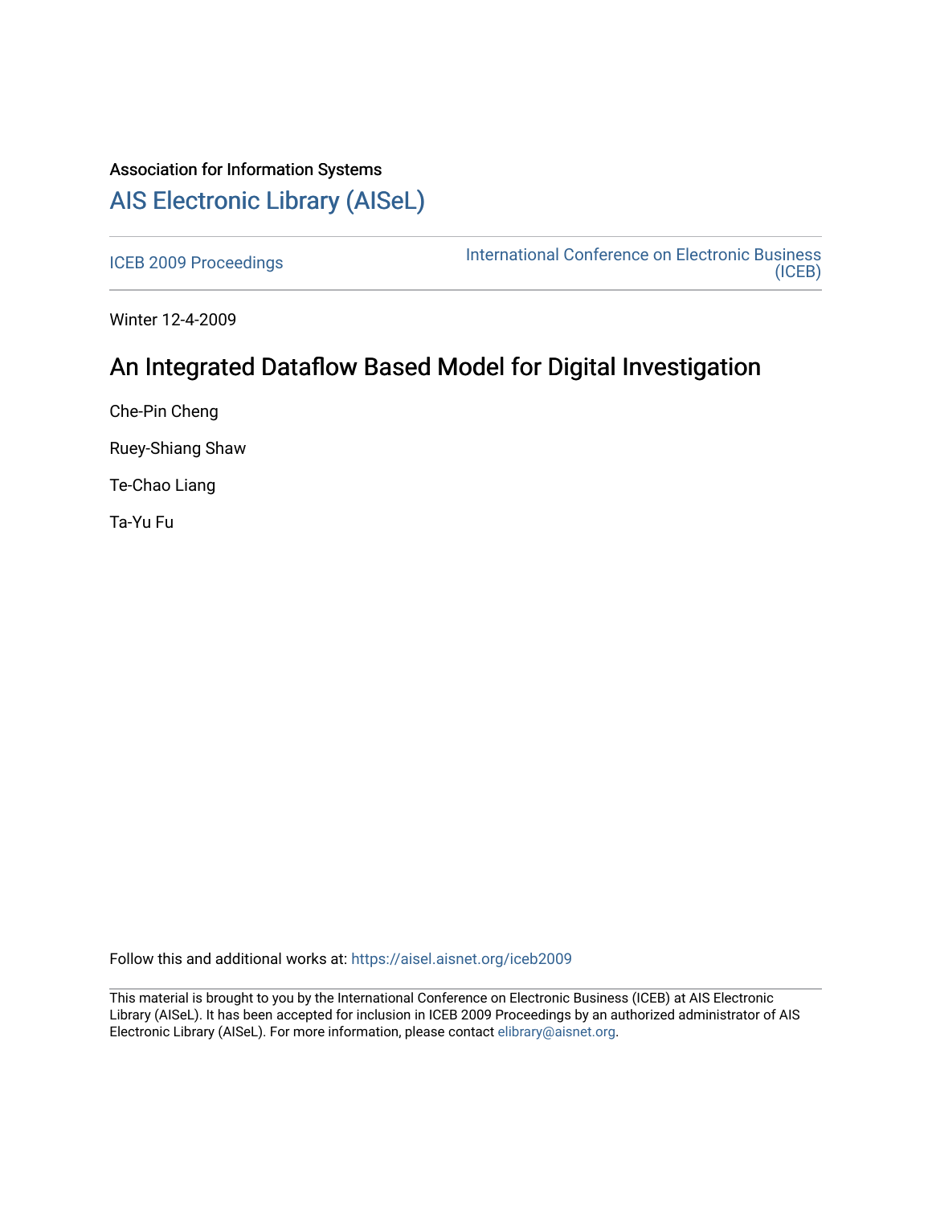Association for Information Systems

# AIS Electronic Library (AISeL)

ICEB 2009 Proceedings

International Conference on Electronic Business (ICEB)

Winter 12-4-2009

## An Integrated Dataflow Based Model for Digital Investigation

Che-Pin Cheng

Ruey-Shiang Shaw

Te-Chao Liang

Ta-Yu Fu

Follow this and additional works at: https://aisel.aisnet.org/iceb2009

This material is brought to you by the International Conference on Electronic Business (ICEB) at AIS Electronic Library (AISeL). It has been accepted for inclusion in ICEB 2009 Proceedings by an authorized administrator of AIS Electronic Library (AISeL). For more information, please contact elibrary@aisnet.org.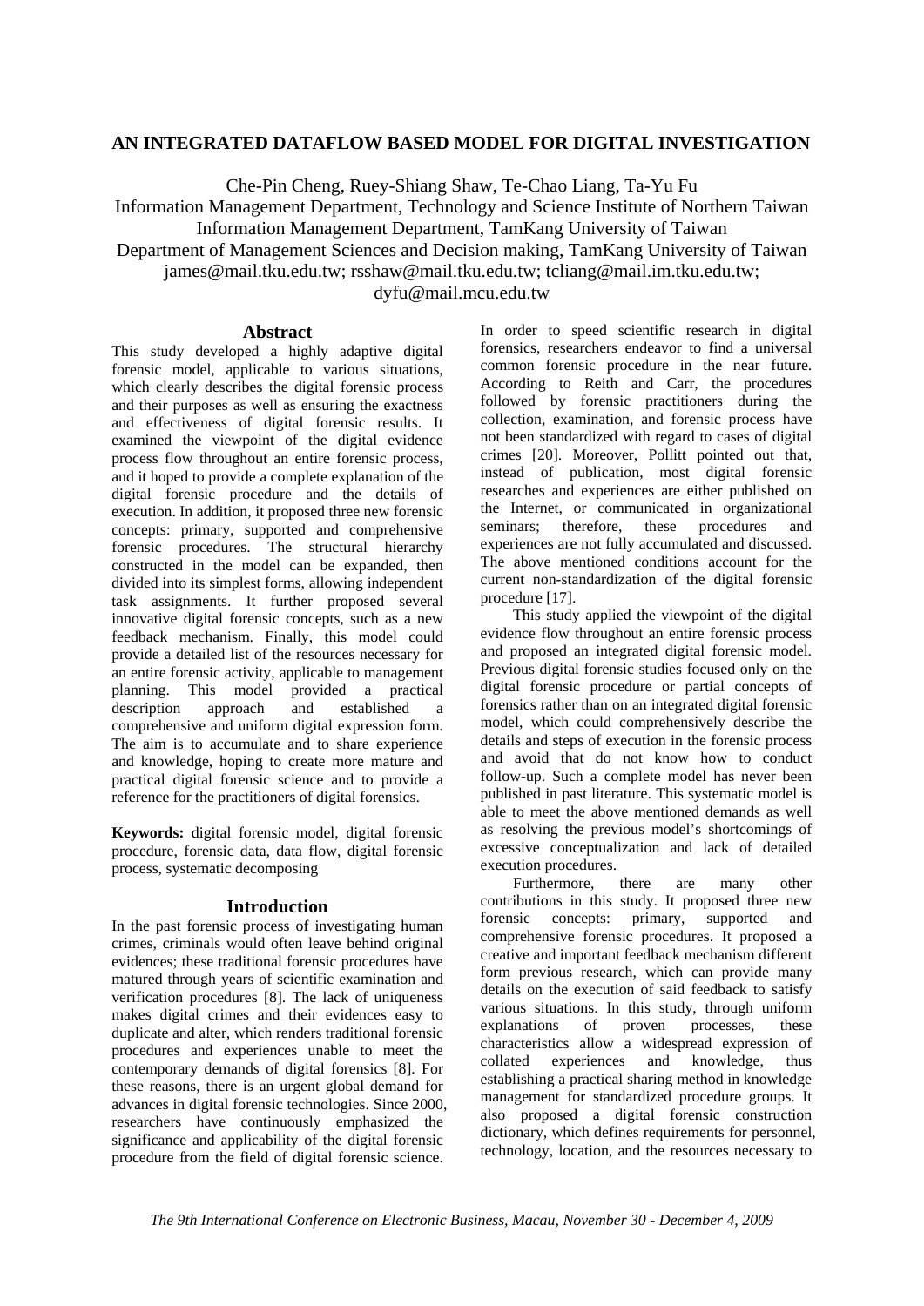# AN INTEGRATED DATAFLOW BASED MODEL FOR DIGITAL INVESTIGATION

Che-Pin Cheng, Ruey-Shiang Shaw, Te-Chao Liang, Ta-Yu Fu

Information Management Department, Technology and Science Institute of Northern Taiwan

Information Management Department, TamKang University of Taiwan

Department of Management Sciences and Decision making, TamKang University of Taiwan

james@mail.tku.edu.tw; rsshaw@mail.tku.edu.tw; tcliang@mail.im.tku.edu.tw; dyfu@mail.mcu.edu.tw

## Abstract

This study developed a highly adaptive digital forensic model, applicable to various situations, which clearly describes the digital forensic process and their purposes as well as ensuring the exactness and effectiveness of digital forensic results. It examined the viewpoint of the digital evidence process flow throughout an entire forensic process, and it hoped to provide a complete explanation of the digital forensic procedure and the details of execution. In addition, it proposed three new forensic concepts: primary, supported and comprehensive forensic procedures. The structural hierarchy constructed in the model can be expanded, then divided into its simplest forms, allowing independent task assignments. It further proposed several innovative digital forensic concepts, such as a new feedback mechanism. Finally, this model could provide a detailed list of the resources necessary for an entire forensic activity, applicable to management planning. This model provided a practical description approach and established a comprehensive and uniform digital expression form. The aim is to accumulate and to share experience and knowledge, hoping to create more mature and practical digital forensic science and to provide a reference for the practitioners of digital forensics.

**Keywords:** digital forensic model, digital forensic procedure, forensic data, data flow, digital forensic process, systematic decomposing

## Introduction

In the past forensic process of investigating human crimes, criminals would often leave behind original evidences; these traditional forensic procedures have matured through years of scientific examination and verification procedures [8]. The lack of uniqueness makes digital crimes and their evidences easy to duplicate and alter, which renders traditional forensic procedures and experiences unable to meet the contemporary demands of digital forensics [8]. For these reasons, there is an urgent global demand for advances in digital forensic technologies. Since 2000, researchers have continuously emphasized the significance and applicability of the digital forensic procedure from the field of digital forensic science. In order to speed scientific research in digital forensics, researchers endeavor to find a universal common forensic procedure in the near future. According to Reith and Carr, the procedures followed by forensic practitioners during the collection, examination, and forensic process have not been standardized with regard to cases of digital crimes [20]. Moreover, Pollitt pointed out that, instead of publication, most digital forensic researches and experiences are either published on the Internet, or communicated in organizational seminars; therefore, these procedures and experiences are not fully accumulated and discussed. The above mentioned conditions account for the current non-standardization of the digital forensic procedure [17].

This study applied the viewpoint of the digital evidence flow throughout an entire forensic process and proposed an integrated digital forensic model. Previous digital forensic studies focused only on the digital forensic procedure or partial concepts of forensics rather than on an integrated digital forensic model, which could comprehensively describe the details and steps of execution in the forensic process and avoid that do not know how to conduct follow-up. Such a complete model has never been published in past literature. This systematic model is able to meet the above mentioned demands as well as resolving the previous model's shortcomings of excessive conceptualization and lack of detailed execution procedures.

Furthermore, there are many other contributions in this study. It proposed three new forensic concepts: primary, supported and comprehensive forensic procedures. It proposed a creative and important feedback mechanism different form previous research, which can provide many details on the execution of said feedback to satisfy various situations. In this study, through uniform explanations of proven processes, these characteristics allow a widespread expression of collated experiences and knowledge, thus establishing a practical sharing method in knowledge management for standardized procedure groups. It also proposed a digital forensic construction dictionary, which defines requirements for personnel, technology, location, and the resources necessary to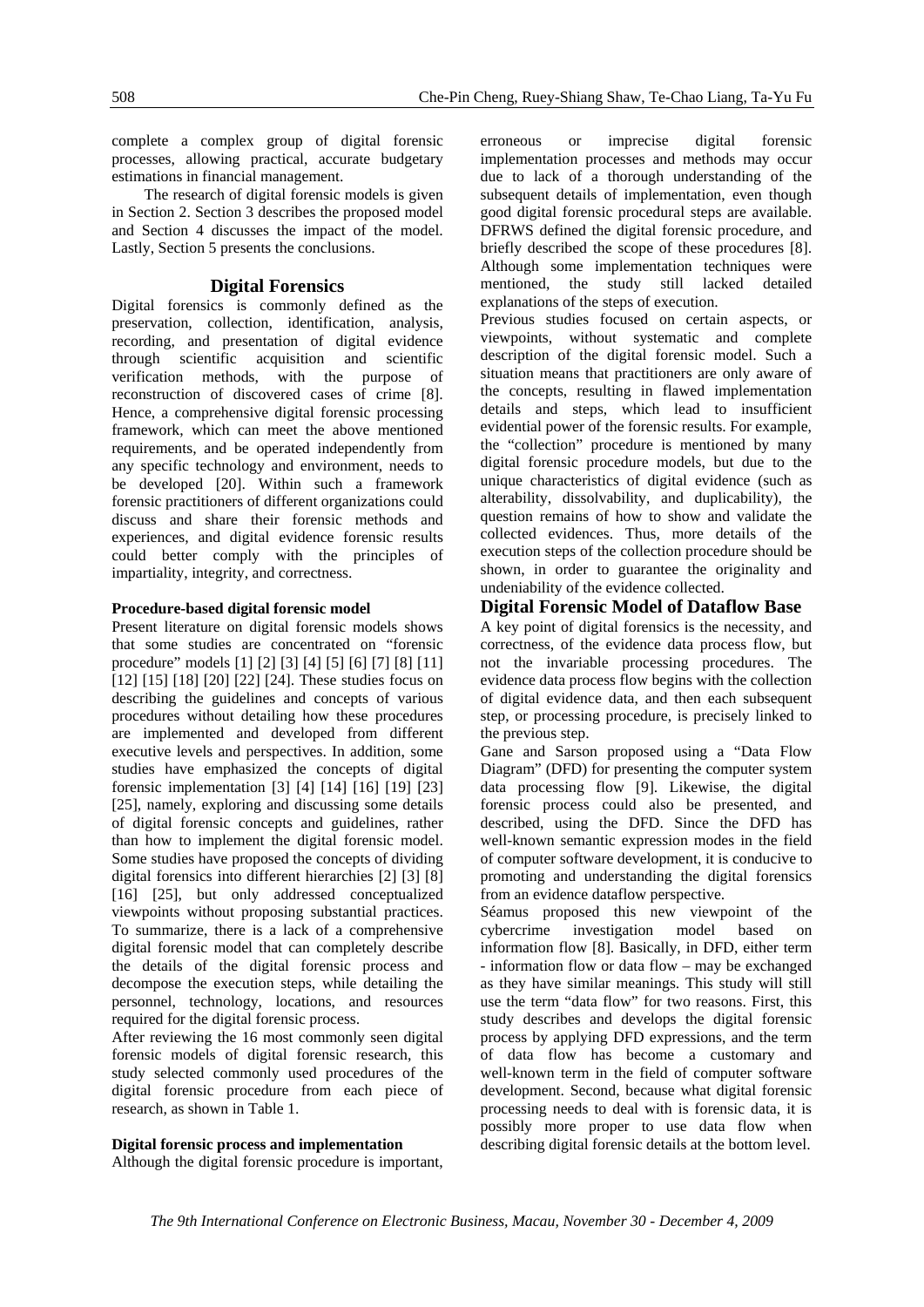complete a complex group of digital forensic processes, allowing practical, accurate budgetary estimations in financial management.

The research of digital forensic models is given in Section 2. Section 3 describes the proposed model and Section 4 discusses the impact of the model. Lastly, Section 5 presents the conclusions.

## Digital Forensics

Digital forensics is commonly defined as the preservation, collection, identification, analysis, recording, and presentation of digital evidence through scientific acquisition and scientific verification methods, with the purpose of reconstruction of discovered cases of crime [8]. Hence, a comprehensive digital forensic processing framework, which can meet the above mentioned requirements, and be operated independently from any specific technology and environment, needs to be developed [20]. Within such a framework forensic practitioners of different organizations could discuss and share their forensic methods and experiences, and digital evidence forensic results could better comply with the principles of impartiality, integrity, and correctness.

### Procedure-based digital forensic model

Present literature on digital forensic models shows that some studies are concentrated on "forensic procedure" models [1] [2] [3] [4] [5] [6] [7] [8] [11] [12] [15] [18] [20] [22] [24]. These studies focus on describing the guidelines and concepts of various procedures without detailing how these procedures are implemented and developed from different executive levels and perspectives. In addition, some studies have emphasized the concepts of digital forensic implementation [3] [4] [14] [16] [19] [23] [25], namely, exploring and discussing some details of digital forensic concepts and guidelines, rather than how to implement the digital forensic model. Some studies have proposed the concepts of dividing digital forensics into different hierarchies [2] [3] [8] [16] [25], but only addressed conceptualized viewpoints without proposing substantial practices. To summarize, there is a lack of a comprehensive digital forensic model that can completely describe the details of the digital forensic process and decompose the execution steps, while detailing the personnel, technology, locations, and resources required for the digital forensic process.

After reviewing the 16 most commonly seen digital forensic models of digital forensic research, this study selected commonly used procedures of the digital forensic procedure from each piece of research, as shown in Table 1.

### Digital forensic process and implementation

Although the digital forensic procedure is important, erroneous or imprecise digital forensic implementation processes and methods may occur due to lack of a thorough understanding of the subsequent details of implementation, even though good digital forensic procedural steps are available. DFRWS defined the digital forensic procedure, and briefly described the scope of these procedures [8]. Although some implementation techniques were mentioned, the study still lacked detailed explanations of the steps of execution.

Previous studies focused on certain aspects, or viewpoints, without systematic and complete description of the digital forensic model. Such a situation means that practitioners are only aware of the concepts, resulting in flawed implementation details and steps, which lead to insufficient evidential power of the forensic results. For example, the "collection" procedure is mentioned by many digital forensic procedure models, but due to the unique characteristics of digital evidence (such as alterability, dissolvability, and duplicability), the question remains of how to show and validate the collected evidences. Thus, more details of the execution steps of the collection procedure should be shown, in order to guarantee the originality and undeniability of the evidence collected.

## Digital Forensic Model of Dataflow Base

A key point of digital forensics is the necessity, and correctness, of the evidence data process flow, but not the invariable processing procedures. The evidence data process flow begins with the collection of digital evidence data, and then each subsequent step, or processing procedure, is precisely linked to the previous step.

Gane and Sarson proposed using a "Data Flow Diagram" (DFD) for presenting the computer system data processing flow [9]. Likewise, the digital forensic process could also be presented, and described, using the DFD. Since the DFD has well-known semantic expression modes in the field of computer software development, it is conducive to promoting and understanding the digital forensics from an evidence dataflow perspective.

Séamus proposed this new viewpoint of the cybercrime investigation model based on information flow [8]. Basically, in DFD, either term - information flow or data flow – may be exchanged as they have similar meanings. This study will still use the term "data flow" for two reasons. First, this study describes and develops the digital forensic process by applying DFD expressions, and the term of data flow has become a customary and well-known term in the field of computer software development. Second, because what digital forensic processing needs to deal with is forensic data, it is possibly more proper to use data flow when describing digital forensic details at the bottom level.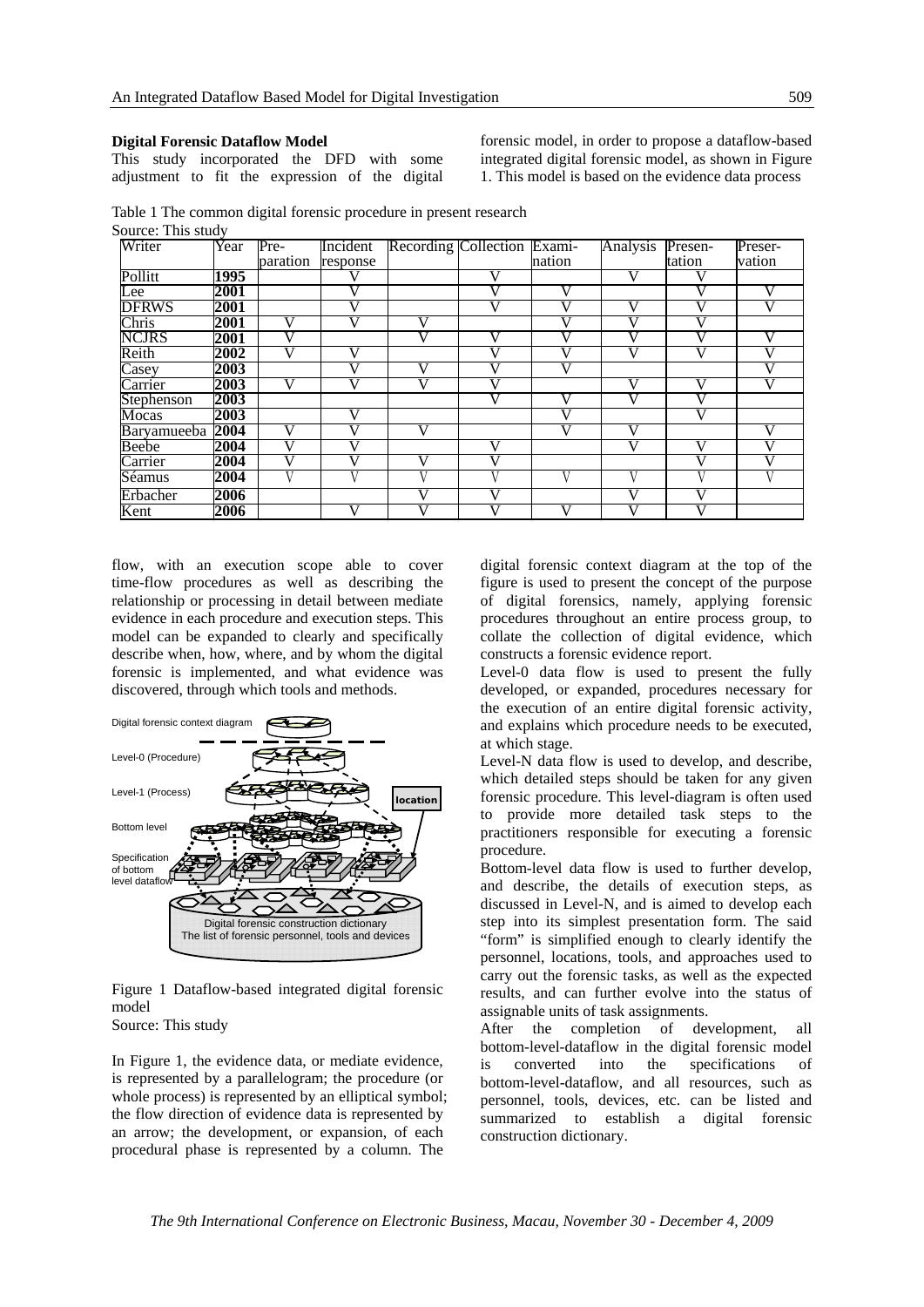### Digital Forensic Dataflow Model

This study incorporated the DFD with some adjustment to fit the expression of the digital forensic model, in order to propose a dataflow-based integrated digital forensic model, as shown in Figure 1. This model is based on the evidence data process flow, with an execution scope able to cover time-flow procedures as well as describing the relationship or processing in detail between mediate evidence in each procedure and execution steps. This model can be expanded to clearly and specifically describe when, how, where, and by whom the digital forensic is implemented, and what evidence was discovered, through which tools and methods.

Table 1 The common digital forensic procedure in present research
Source: This study

| Writer | Year | Preparation | Incident response | Recording | Collection | Examination | Analysis | Presentation | Preservation |
|---|---|---|---|---|---|---|---|---|---|
| Pollitt | **1995** | | V | | V | | V | V | |
| Lee | **2001** | | V | | V | V | | V | V |
| DFRWS | **2001** | | V | | V | V | V | V | V |
| Chris | **2001** | V | V | V | | V | V | V | |
| NCJRS | **2001** | V | | V | V | V | V | V | V |
| Reith | **2002** | V | V | | V | V | V | V | V |
| Casey | **2003** | | V | V | V | V | | | V |
| Carrier | **2003** | V | V | V | V | | V | V | V |
| Stephenson | **2003** | | | | V | V | V | V | |
| Mocas | **2003** | | V | | | V | | V | |
| Baryamueeba | **2004** | V | V | V | | V | V | | V |
| Beebe | **2004** | V | V | | V | | V | V | V |
| Carrier | **2004** | V | V | V | V | | | V | V |
| Séamus | **2004** | V | V | V | V | V | V | V | V |
| Erbacher | **2006** | | | V | V | | V | V | |
| Kent | **2006** | | V | V | V | V | V | V | |

Figure 1 Dataflow-based integrated digital forensic model
Source: This study

In Figure 1, the evidence data, or mediate evidence, is represented by a parallelogram; the procedure (or whole process) is represented by an elliptical symbol; the flow direction of evidence data is represented by an arrow; the development, or expansion, of each procedural phase is represented by a column. The digital forensic context diagram at the top of the figure is used to present the concept of the purpose of digital forensics, namely, applying forensic procedures throughout an entire process group, to collate the collection of digital evidence, which constructs a forensic evidence report.

Level-0 data flow is used to present the fully developed, or expanded, procedures necessary for the execution of an entire digital forensic activity, and explains which procedure needs to be executed, at which stage.

Level-N data flow is used to develop, and describe, which detailed steps should be taken for any given forensic procedure. This level-diagram is often used to provide more detailed task steps to the practitioners responsible for executing a forensic procedure.

Bottom-level data flow is used to further develop, and describe, the details of execution steps, as discussed in Level-N, and is aimed to develop each step into its simplest presentation form. The said "form" is simplified enough to clearly identify the personnel, locations, tools, and approaches used to carry out the forensic tasks, as well as the expected results, and can further evolve into the status of assignable units of task assignments.

After the completion of development, all bottom-level-dataflow in the digital forensic model is converted into the specifications of bottom-level-dataflow, and all resources, such as personnel, tools, devices, etc. can be listed and summarized to establish a digital forensic construction dictionary.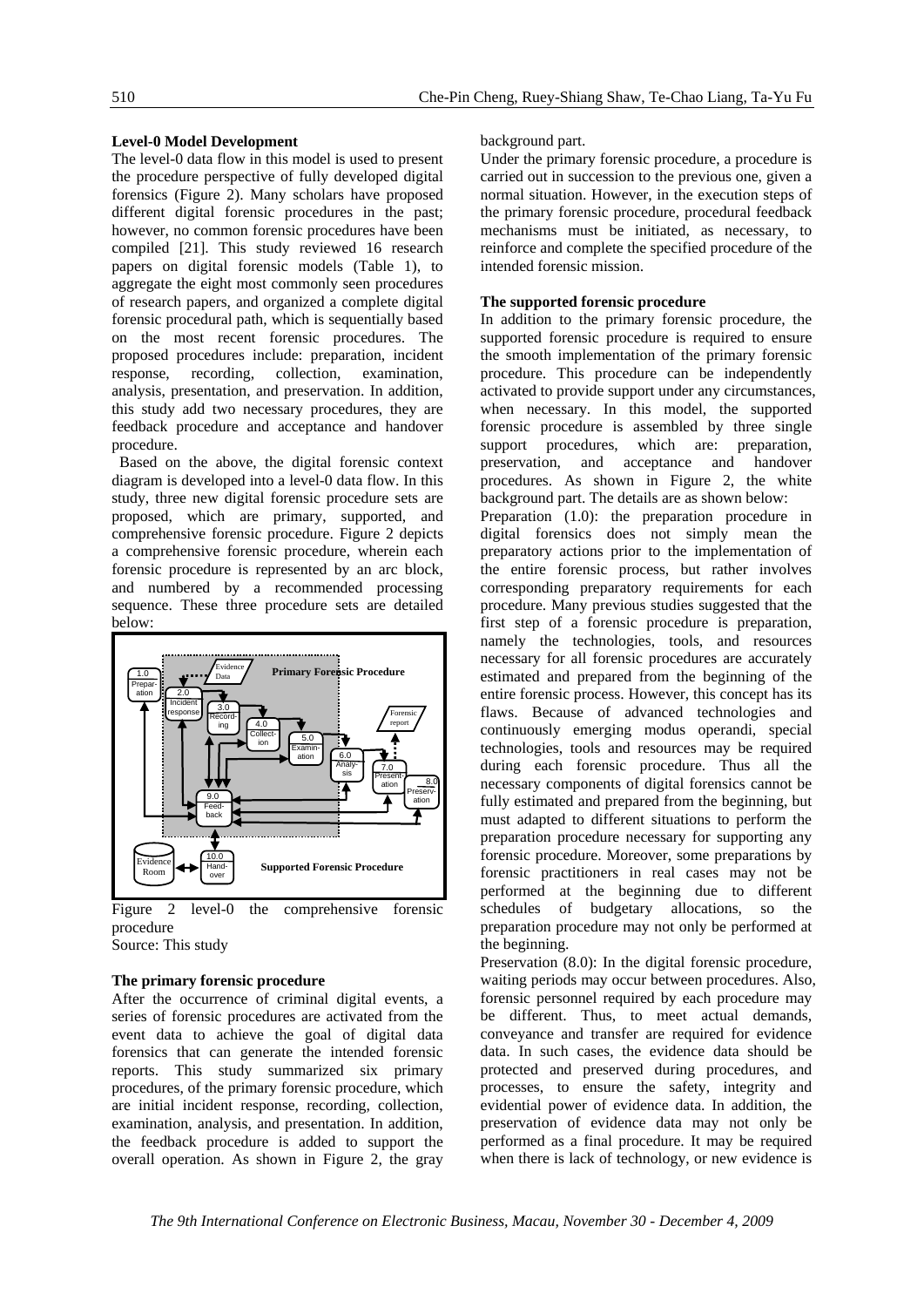### Level-0 Model Development

The level-0 data flow in this model is used to present the procedure perspective of fully developed digital forensics (Figure 2). Many scholars have proposed different digital forensic procedures in the past; however, no common forensic procedures have been compiled [21]. This study reviewed 16 research papers on digital forensic models (Table 1), to aggregate the eight most commonly seen procedures of research papers, and organized a complete digital forensic procedural path, which is sequentially based on the most recent forensic procedures. The proposed procedures include: preparation, incident response, recording, collection, examination, analysis, presentation, and preservation. In addition, this study add two necessary procedures, they are feedback procedure and acceptance and handover procedure.

Based on the above, the digital forensic context diagram is developed into a level-0 data flow. In this study, three new digital forensic procedure sets are proposed, which are primary, supported, and comprehensive forensic procedure. Figure 2 depicts a comprehensive forensic procedure, wherein each forensic procedure is represented by an arc block, and numbered by a recommended processing sequence. These three procedure sets are detailed below:

Figure 2 level-0 the comprehensive forensic procedure

Source: This study

### The primary forensic procedure

After the occurrence of criminal digital events, a series of forensic procedures are activated from the event data to achieve the goal of digital data forensics that can generate the intended forensic reports. This study summarized six primary procedures, of the primary forensic procedure, which are initial incident response, recording, collection, examination, analysis, and presentation. In addition, the feedback procedure is added to support the overall operation. As shown in Figure 2, the gray background part.

Under the primary forensic procedure, a procedure is carried out in succession to the previous one, given a normal situation. However, in the execution steps of the primary forensic procedure, procedural feedback mechanisms must be initiated, as necessary, to reinforce and complete the specified procedure of the intended forensic mission.

### The supported forensic procedure

In addition to the primary forensic procedure, the supported forensic procedure is required to ensure the smooth implementation of the primary forensic procedure. This procedure can be independently activated to provide support under any circumstances, when necessary. In this model, the supported forensic procedure is assembled by three single support procedures, which are: preparation, preservation, and acceptance and handover procedures. As shown in Figure 2, the white background part. The details are as shown below:

Preparation (1.0): the preparation procedure in digital forensics does not simply mean the preparatory actions prior to the implementation of the entire forensic process, but rather involves corresponding preparatory requirements for each procedure. Many previous studies suggested that the first step of a forensic procedure is preparation, namely the technologies, tools, and resources necessary for all forensic procedures are accurately estimated and prepared from the beginning of the entire forensic process. However, this concept has its flaws. Because of advanced technologies and continuously emerging modus operandi, special technologies, tools and resources may be required during each forensic procedure. Thus all the necessary components of digital forensics cannot be fully estimated and prepared from the beginning, but must adapted to different situations to perform the preparation procedure necessary for supporting any forensic procedure. Moreover, some preparations by forensic practitioners in real cases may not be performed at the beginning due to different schedules of budgetary allocations, so the preparation procedure may not only be performed at the beginning.

Preservation (8.0): In the digital forensic procedure, waiting periods may occur between procedures. Also, forensic personnel required by each procedure may be different. Thus, to meet actual demands, conveyance and transfer are required for evidence data. In such cases, the evidence data should be protected and preserved during procedures, and processes, to ensure the safety, integrity and evidential power of evidence data. In addition, the preservation of evidence data may not only be performed as a final procedure. It may be required when there is lack of technology, or new evidence is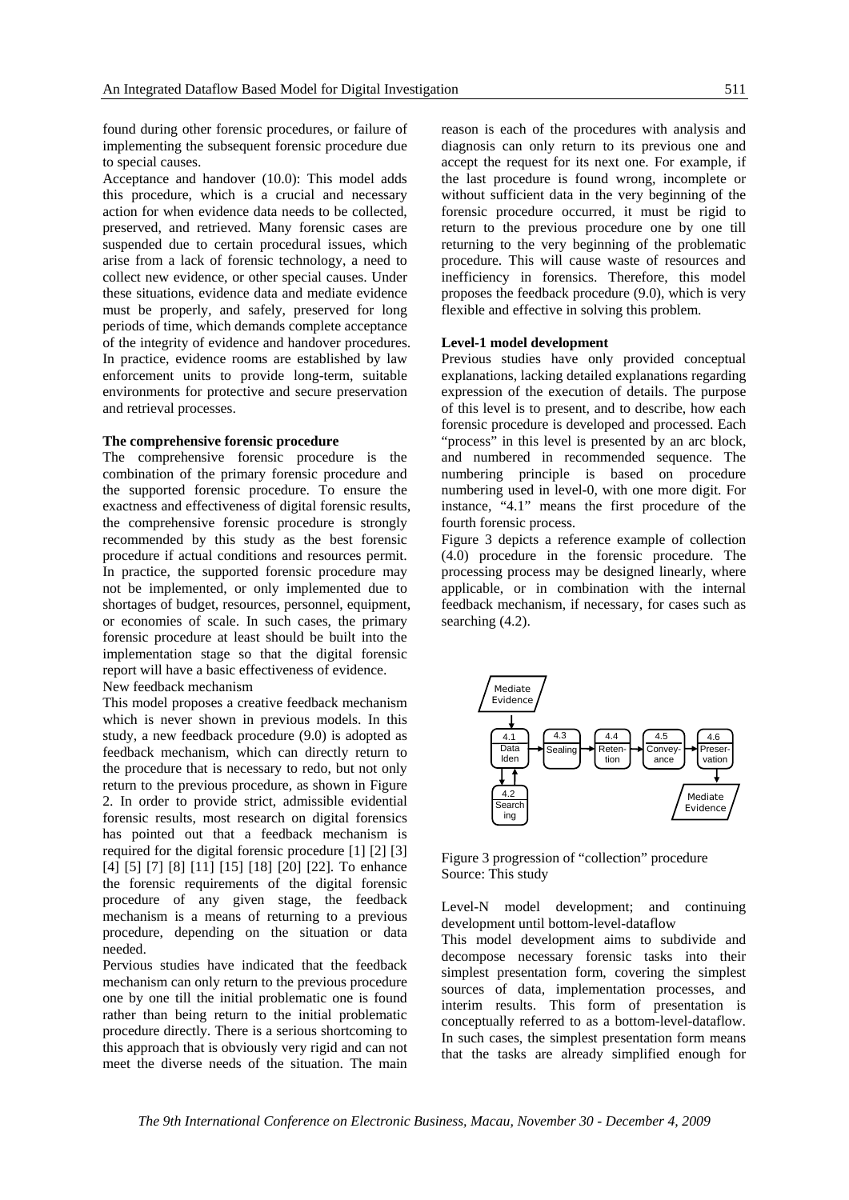found during other forensic procedures, or failure of implementing the subsequent forensic procedure due to special causes.

Acceptance and handover (10.0): This model adds this procedure, which is a crucial and necessary action for when evidence data needs to be collected, preserved, and retrieved. Many forensic cases are suspended due to certain procedural issues, which arise from a lack of forensic technology, a need to collect new evidence, or other special causes. Under these situations, evidence data and mediate evidence must be properly, and safely, preserved for long periods of time, which demands complete acceptance of the integrity of evidence and handover procedures. In practice, evidence rooms are established by law enforcement units to provide long-term, suitable environments for protective and secure preservation and retrieval processes.

**The comprehensive forensic procedure**

The comprehensive forensic procedure is the combination of the primary forensic procedure and the supported forensic procedure. To ensure the exactness and effectiveness of digital forensic results, the comprehensive forensic procedure is strongly recommended by this study as the best forensic procedure if actual conditions and resources permit. In practice, the supported forensic procedure may not be implemented, or only implemented due to shortages of budget, resources, personnel, equipment, or economies of scale. In such cases, the primary forensic procedure at least should be built into the implementation stage so that the digital forensic report will have a basic effectiveness of evidence.

New feedback mechanism

This model proposes a creative feedback mechanism which is never shown in previous models. In this study, a new feedback procedure (9.0) is adopted as feedback mechanism, which can directly return to the procedure that is necessary to redo, but not only return to the previous procedure, as shown in Figure 2. In order to provide strict, admissible evidential forensic results, most research on digital forensics has pointed out that a feedback mechanism is required for the digital forensic procedure [1] [2] [3] [4] [5] [7] [8] [11] [15] [18] [20] [22]. To enhance the forensic requirements of the digital forensic procedure of any given stage, the feedback mechanism is a means of returning to a previous procedure, depending on the situation or data needed.

Pervious studies have indicated that the feedback mechanism can only return to the previous procedure one by one till the initial problematic one is found rather than being return to the initial problematic procedure directly. There is a serious shortcoming to this approach that is obviously very rigid and can not meet the diverse needs of the situation. The main reason is each of the procedures with analysis and diagnosis can only return to its previous one and accept the request for its next one. For example, if the last procedure is found wrong, incomplete or without sufficient data in the very beginning of the forensic procedure occurred, it must be rigid to return to the previous procedure one by one till returning to the very beginning of the problematic procedure. This will cause waste of resources and inefficiency in forensics. Therefore, this model proposes the feedback procedure (9.0), which is very flexible and effective in solving this problem.

**Level-1 model development**

Previous studies have only provided conceptual explanations, lacking detailed explanations regarding expression of the execution of details. The purpose of this level is to present, and to describe, how each forensic procedure is developed and processed. Each "process" in this level is presented by an arc block, and numbered in recommended sequence. The numbering principle is based on procedure numbering used in level-0, with one more digit. For instance, "4.1" means the first procedure of the fourth forensic process.

Figure 3 depicts a reference example of collection (4.0) procedure in the forensic procedure. The processing process may be designed linearly, where applicable, or in combination with the internal feedback mechanism, if necessary, for cases such as searching (4.2).

Figure 3 progression of "collection" procedure
Source: This study

Level-N model development; and continuing development until bottom-level-dataflow

This model development aims to subdivide and decompose necessary forensic tasks into their simplest presentation form, covering the simplest sources of data, implementation processes, and interim results. This form of presentation is conceptually referred to as a bottom-level-dataflow. In such cases, the simplest presentation form means that the tasks are already simplified enough for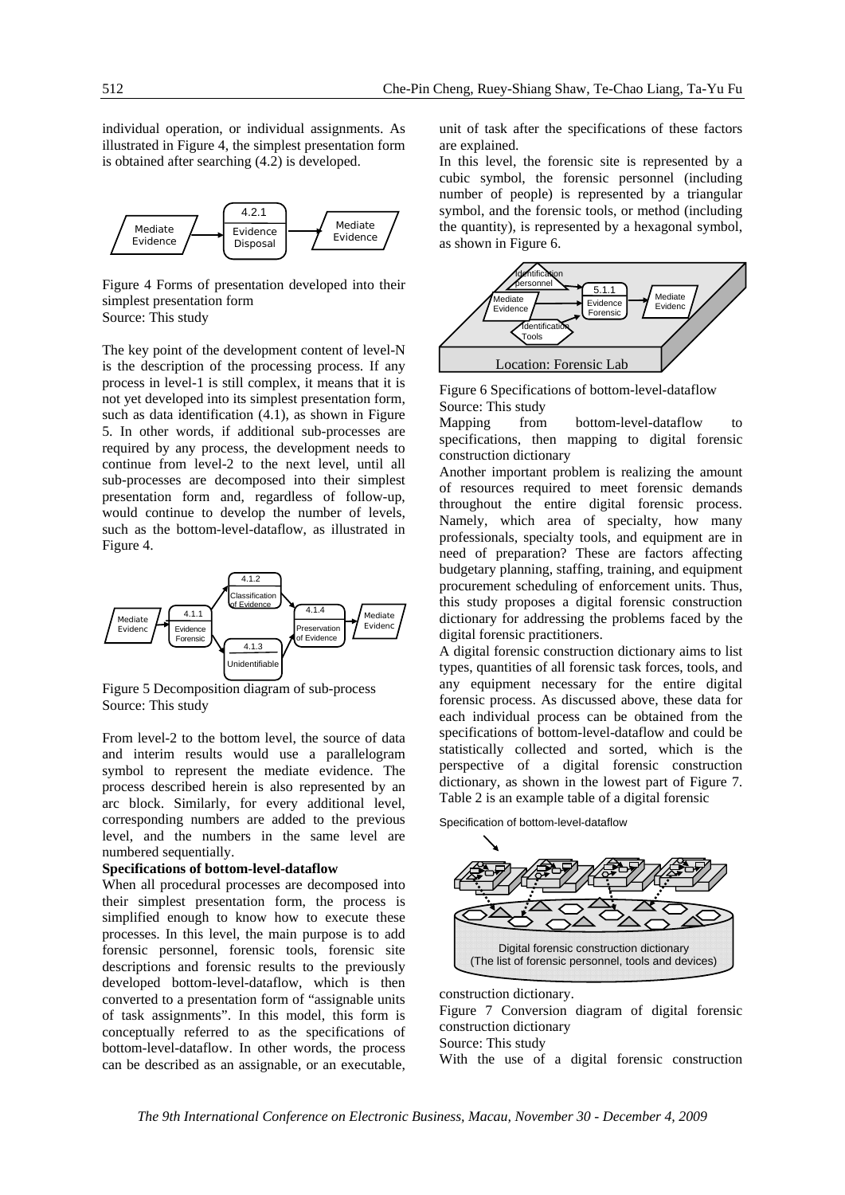individual operation, or individual assignments. As illustrated in Figure 4, the simplest presentation form is obtained after searching (4.2) is developed.

Figure 4 Forms of presentation developed into their simplest presentation form
Source: This study

The key point of the development content of level-N is the description of the processing process. If any process in level-1 is still complex, it means that it is not yet developed into its simplest presentation form, such as data identification (4.1), as shown in Figure 5. In other words, if additional sub-processes are required by any process, the development needs to continue from level-2 to the next level, until all sub-processes are decomposed into their simplest presentation form and, regardless of follow-up, would continue to develop the number of levels, such as the bottom-level-dataflow, as illustrated in Figure 4.

Figure 5 Decomposition diagram of sub-process
Source: This study

From level-2 to the bottom level, the source of data and interim results would use a parallelogram symbol to represent the mediate evidence. The process described herein is also represented by an arc block. Similarly, for every additional level, corresponding numbers are added to the previous level, and the numbers in the same level are numbered sequentially.

**Specifications of bottom-level-dataflow**

When all procedural processes are decomposed into their simplest presentation form, the process is simplified enough to know how to execute these processes. In this level, the main purpose is to add forensic personnel, forensic tools, forensic site descriptions and forensic results to the previously developed bottom-level-dataflow, which is then converted to a presentation form of "assignable units of task assignments". In this model, this form is conceptually referred to as the specifications of bottom-level-dataflow. In other words, the process can be described as an assignable, or an executable, unit of task after the specifications of these factors are explained.

In this level, the forensic site is represented by a cubic symbol, the forensic personnel (including number of people) is represented by a triangular symbol, and the forensic tools, or method (including the quantity), is represented by a hexagonal symbol, as shown in Figure 6.

Figure 6 Specifications of bottom-level-dataflow
Source: This study

Mapping from bottom-level-dataflow to specifications, then mapping to digital forensic construction dictionary

Another important problem is realizing the amount of resources required to meet forensic demands throughout the entire digital forensic process. Namely, which area of specialty, how many professionals, specialty tools, and equipment are in need of preparation? These are factors affecting budgetary planning, staffing, training, and equipment procurement scheduling of enforcement units. Thus, this study proposes a digital forensic construction dictionary for addressing the problems faced by the digital forensic practitioners.

A digital forensic construction dictionary aims to list types, quantities of all forensic task forces, tools, and any equipment necessary for the entire digital forensic process. As discussed above, these data for each individual process can be obtained from the specifications of bottom-level-dataflow and could be statistically collected and sorted, which is the perspective of a digital forensic construction dictionary, as shown in the lowest part of Figure 7. Table 2 is an example table of a digital forensic construction dictionary.

Figure 7 Conversion diagram of digital forensic construction dictionary
Source: This study

With the use of a digital forensic construction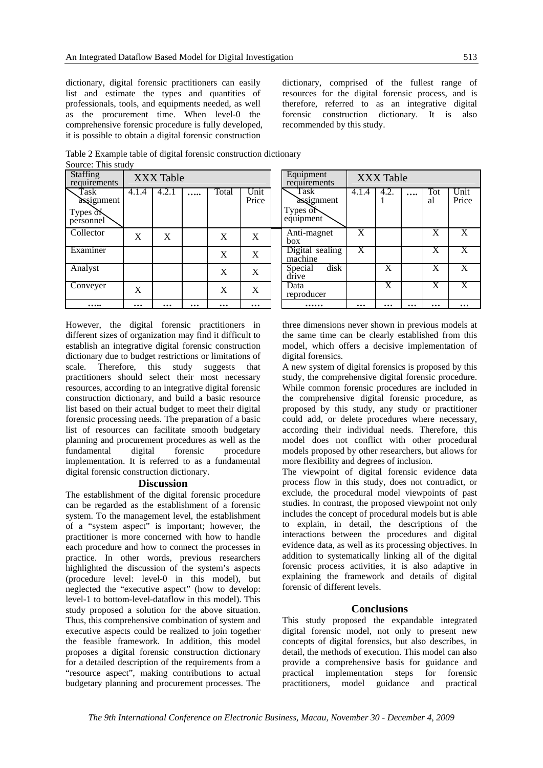dictionary, digital forensic practitioners can easily list and estimate the types and quantities of professionals, tools, and equipments needed, as well as the procurement time. When level-0 the comprehensive forensic procedure is fully developed, it is possible to obtain a digital forensic construction dictionary, comprised of the fullest range of resources for the digital forensic process, and is therefore, referred to as an integrative digital forensic construction dictionary. It is also recommended by this study.

Table 2 Example table of digital forensic construction dictionary
Source: This study

| Staffing requirements | XXX Table | | | | |
|---|---|---|---|---|---|
| Task assignment / Types of personnel | 4.1.4 | 4.2.1 | ….. | Total | Unit Price |
| Collector | X | X | | X | X |
| Examiner | | | | X | X |
| Analyst | | | | X | X |
| Conveyer | X | | | X | X |
| ….. | … | … | … | … | … |

| Equipment requirements | XXX Table | | | | |
|---|---|---|---|---|---|
| Task assignment / Types of equipment | 4.1.4 | 4.2.1 | …. | Total | Unit Price |
| Anti-magnet box | X | | | X | X |
| Digital sealing machine | X | | | X | X |
| Special disk drive | | X | | X | X |
| Data reproducer | | X | | X | X |
| …… | … | … | … | … | … |

However, the digital forensic practitioners in different sizes of organization may find it difficult to establish an integrative digital forensic construction dictionary due to budget restrictions or limitations of scale. Therefore, this study suggests that practitioners should select their most necessary resources, according to an integrative digital forensic construction dictionary, and build a basic resource list based on their actual budget to meet their digital forensic processing needs. The preparation of a basic list of resources can facilitate smooth budgetary planning and procurement procedures as well as the fundamental digital forensic procedure implementation. It is referred to as a fundamental digital forensic construction dictionary.

## Discussion

The establishment of the digital forensic procedure can be regarded as the establishment of a forensic system. To the management level, the establishment of a "system aspect" is important; however, the practitioner is more concerned with how to handle each procedure and how to connect the processes in practice. In other words, previous researchers highlighted the discussion of the system's aspects (procedure level: level-0 in this model), but neglected the "executive aspect" (how to develop: level-1 to bottom-level-dataflow in this model). This study proposed a solution for the above situation. Thus, this comprehensive combination of system and executive aspects could be realized to join together the feasible framework. In addition, this model proposes a digital forensic construction dictionary for a detailed description of the requirements from a "resource aspect", making contributions to actual budgetary planning and procurement processes. The three dimensions never shown in previous models at the same time can be clearly established from this model, which offers a decisive implementation of digital forensics.

A new system of digital forensics is proposed by this study, the comprehensive digital forensic procedure. While common forensic procedures are included in the comprehensive digital forensic procedure, as proposed by this study, any study or practitioner could add, or delete procedures where necessary, according their individual needs. Therefore, this model does not conflict with other procedural models proposed by other researchers, but allows for more flexibility and degrees of inclusion.

The viewpoint of digital forensic evidence data process flow in this study, does not contradict, or exclude, the procedural model viewpoints of past studies. In contrast, the proposed viewpoint not only includes the concept of procedural models but is able to explain, in detail, the descriptions of the interactions between the procedures and digital evidence data, as well as its processing objectives. In addition to systematically linking all of the digital forensic process activities, it is also adaptive in explaining the framework and details of digital forensic of different levels.

## Conclusions

This study proposed the expandable integrated digital forensic model, not only to present new concepts of digital forensics, but also describes, in detail, the methods of execution. This model can also provide a comprehensive basis for guidance and practical implementation steps for forensic practitioners, model guidance and practical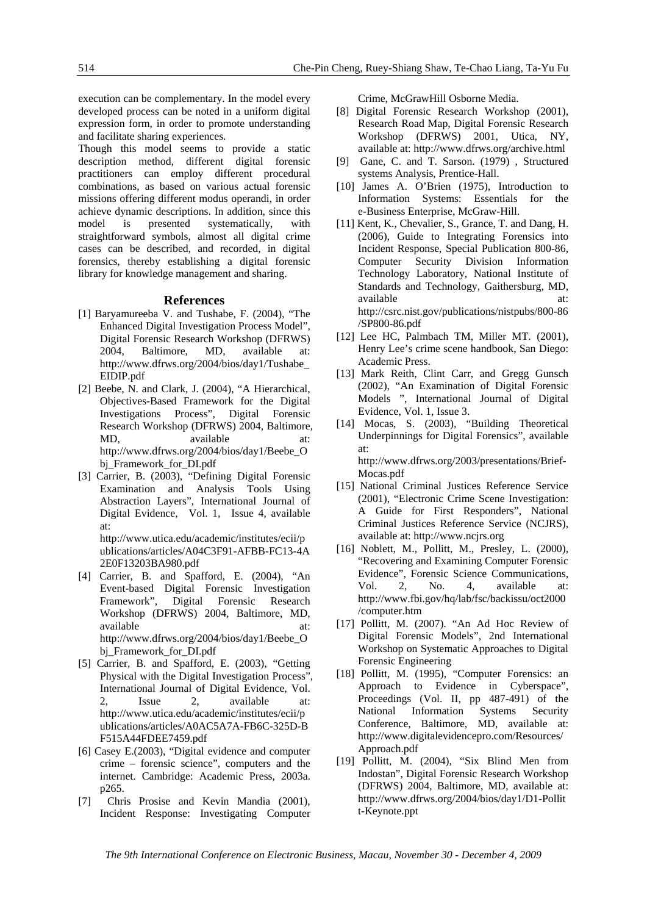execution can be complementary. In the model every developed process can be noted in a uniform digital expression form, in order to promote understanding and facilitate sharing experiences.

Though this model seems to provide a static description method, different digital forensic practitioners can employ different procedural combinations, as based on various actual forensic missions offering different modus operandi, in order achieve dynamic descriptions. In addition, since this model is presented systematically, with straightforward symbols, almost all digital crime cases can be described, and recorded, in digital forensics, thereby establishing a digital forensic library for knowledge management and sharing.

## References

[1] Baryamureeba V. and Tushabe, F. (2004), "The Enhanced Digital Investigation Process Model", Digital Forensic Research Workshop (DFRWS) 2004, Baltimore, MD, available at: http://www.dfrws.org/2004/bios/day1/Tushabe_EIDIP.pdf

[2] Beebe, N. and Clark, J. (2004), "A Hierarchical, Objectives-Based Framework for the Digital Investigations Process", Digital Forensic Research Workshop (DFRWS) 2004, Baltimore, MD, available at: http://www.dfrws.org/2004/bios/day1/Beebe_Obj_Framework_for_DI.pdf

[3] Carrier, B. (2003), "Defining Digital Forensic Examination and Analysis Tools Using Abstraction Layers", International Journal of Digital Evidence, Vol. 1, Issue 4, available at: http://www.utica.edu/academic/institutes/ecii/publications/articles/A04C3F91-AFBB-FC13-4A2E0F13203BA980.pdf

[4] Carrier, B. and Spafford, E. (2004), "An Event-based Digital Forensic Investigation Framework", Digital Forensic Research Workshop (DFRWS) 2004, Baltimore, MD, available at: http://www.dfrws.org/2004/bios/day1/Beebe_Obj_Framework_for_DI.pdf

[5] Carrier, B. and Spafford, E. (2003), "Getting Physical with the Digital Investigation Process", International Journal of Digital Evidence, Vol. 2, Issue 2, available at: http://www.utica.edu/academic/institutes/ecii/publications/articles/A0AC5A7A-FB6C-325D-BF515A44FDEE7459.pdf

[6] Casey E.(2003), "Digital evidence and computer crime – forensic science", computers and the internet. Cambridge: Academic Press, 2003a. p265.

[7] Chris Prosise and Kevin Mandia (2001), Incident Response: Investigating Computer Crime, McGrawHill Osborne Media.

[8] Digital Forensic Research Workshop (2001), Research Road Map, Digital Forensic Research Workshop (DFRWS) 2001, Utica, NY, available at: http://www.dfrws.org/archive.html

[9] Gane, C. and T. Sarson. (1979) , Structured systems Analysis, Prentice-Hall.

[10] James A. O'Brien (1975), Introduction to Information Systems: Essentials for the e-Business Enterprise, McGraw-Hill.

[11] Kent, K., Chevalier, S., Grance, T. and Dang, H. (2006), Guide to Integrating Forensics into Incident Response, Special Publication 800-86, Computer Security Division Information Technology Laboratory, National Institute of Standards and Technology, Gaithersburg, MD, available at: http://csrc.nist.gov/publications/nistpubs/800-86/SP800-86.pdf

[12] Lee HC, Palmbach TM, Miller MT. (2001), Henry Lee's crime scene handbook, San Diego: Academic Press.

[13] Mark Reith, Clint Carr, and Gregg Gunsch (2002), "An Examination of Digital Forensic Models ", International Journal of Digital Evidence, Vol. 1, Issue 3.

[14] Mocas, S. (2003), "Building Theoretical Underpinnings for Digital Forensics", available at: http://www.dfrws.org/2003/presentations/Brief-Mocas.pdf

[15] National Criminal Justices Reference Service (2001), "Electronic Crime Scene Investigation: A Guide for First Responders", National Criminal Justices Reference Service (NCJRS), available at: http://www.ncjrs.org

[16] Noblett, M., Pollitt, M., Presley, L. (2000), "Recovering and Examining Computer Forensic Evidence", Forensic Science Communications, Vol. 2, No. 4, available at: http://www.fbi.gov/hq/lab/fsc/backissu/oct2000/computer.htm

[17] Pollitt, M. (2007). "An Ad Hoc Review of Digital Forensic Models", 2nd International Workshop on Systematic Approaches to Digital Forensic Engineering

[18] Pollitt, M. (1995), "Computer Forensics: an Approach to Evidence in Cyberspace", Proceedings (Vol. II, pp 487-491) of the National Information Systems Security Conference, Baltimore, MD, available at: http://www.digitalevidencepro.com/Resources/Approach.pdf

[19] Pollitt, M. (2004), "Six Blind Men from Indostan", Digital Forensic Research Workshop (DFRWS) 2004, Baltimore, MD, available at: http://www.dfrws.org/2004/bios/day1/D1-Pollitt-Keynote.ppt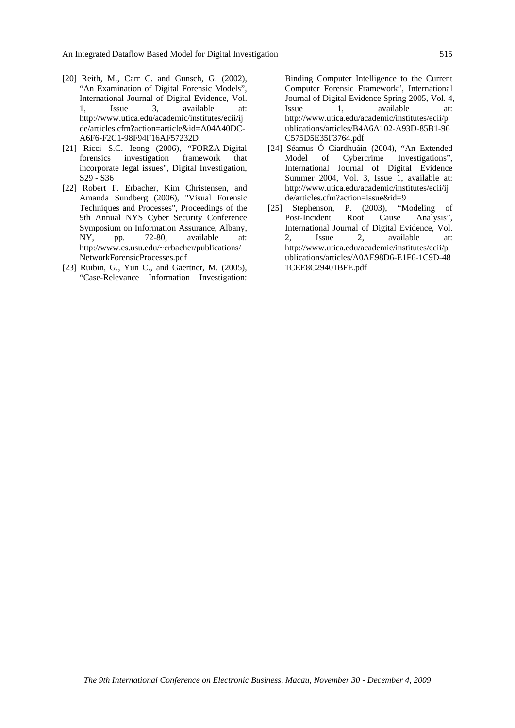[20] Reith, M., Carr C. and Gunsch, G. (2002), "An Examination of Digital Forensic Models", International Journal of Digital Evidence, Vol. 1, Issue 3, available at: http://www.utica.edu/academic/institutes/ecii/ijde/articles.cfm?action=article&id=A04A40DC-A6F6-F2C1-98F94F16AF57232D

[21] Ricci S.C. Ieong (2006), "FORZA-Digital forensics investigation framework that incorporate legal issues", Digital Investigation, S29 - S36

[22] Robert F. Erbacher, Kim Christensen, and Amanda Sundberg (2006), "Visual Forensic Techniques and Processes", Proceedings of the 9th Annual NYS Cyber Security Conference Symposium on Information Assurance, Albany, NY, pp. 72-80, available at: http://www.cs.usu.edu/~erbacher/publications/NetworkForensicProcesses.pdf

[23] Ruibin, G., Yun C., and Gaertner, M. (2005), "Case-Relevance Information Investigation: Binding Computer Intelligence to the Current Computer Forensic Framework", International Journal of Digital Evidence Spring 2005, Vol. 4, Issue 1, available at: http://www.utica.edu/academic/institutes/ecii/publications/articles/B4A6A102-A93D-85B1-96C575D5E35F3764.pdf

[24] Séamus Ó Ciardhuáin (2004), "An Extended Model of Cybercrime Investigations", International Journal of Digital Evidence Summer 2004, Vol. 3, Issue 1, available at: http://www.utica.edu/academic/institutes/ecii/ijde/articles.cfm?action=issue&id=9

[25] Stephenson, P. (2003), "Modeling of Post-Incident Root Cause Analysis", International Journal of Digital Evidence, Vol. 2, Issue 2, available at: http://www.utica.edu/academic/institutes/ecii/publications/articles/A0AE98D6-E1F6-1C9D-481CEE8C29401BFE.pdf